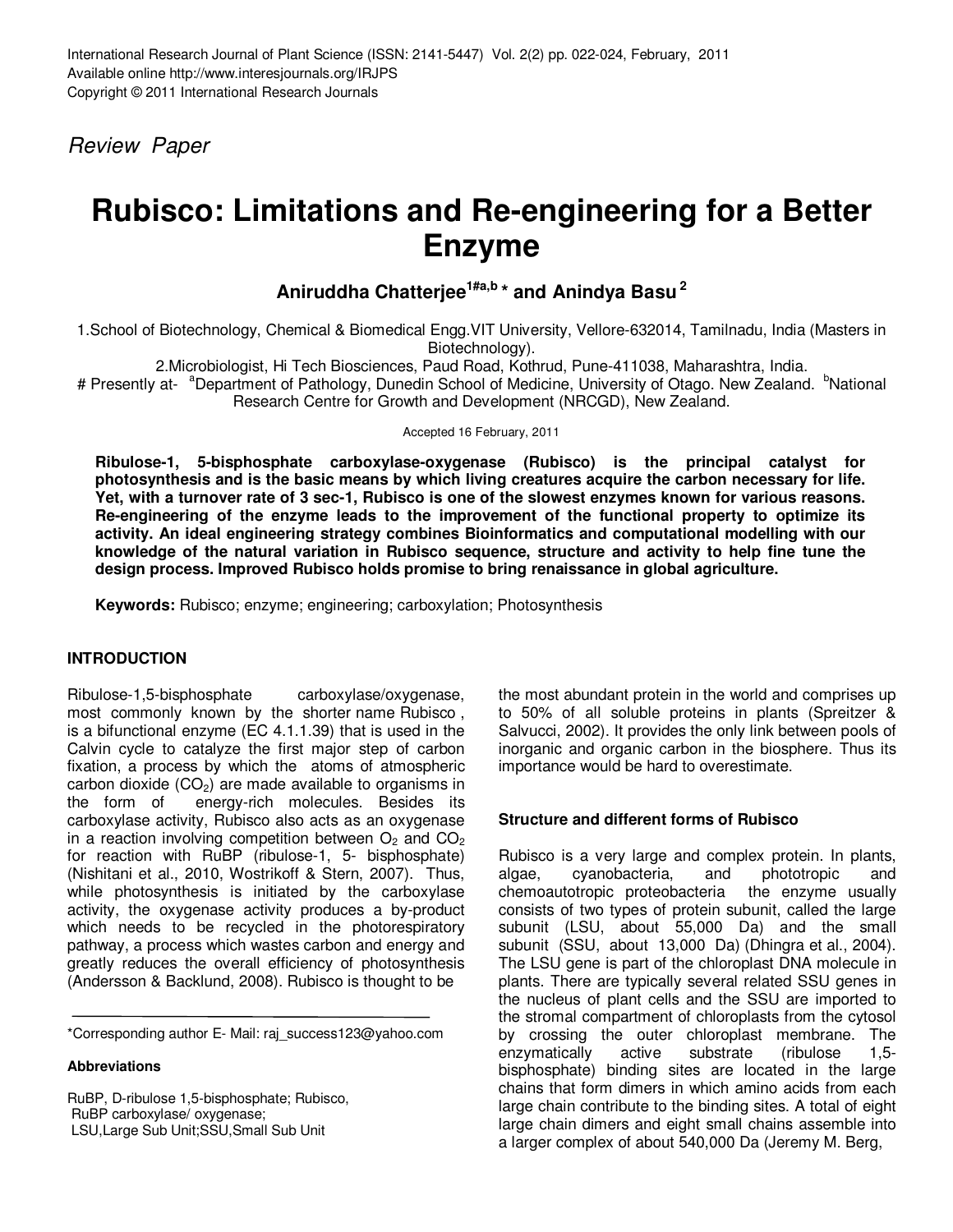*Review Paper*

# Rubisco: Limitations and Re-engineering for a Better Enzyme

**Aniruddha Chatterjee[1#a,b] * and Anindya Basu [2]**

1.School of Biotechnology, Chemical & Biomedical Engg.VIT University, Vellore-632014, Tamilnadu, India (Masters in Biotechnology).

2.Microbiologist, Hi Tech Biosciences, Paud Road, Kothrud, Pune-411038, Maharashtra, India.

# Presently at- [a]Department of Pathology, Dunedin School of Medicine, University of Otago. New Zealand. [b]National Research Centre for Growth and Development (NRCGD), New Zealand.

Accepted 16 February, 2011

**Ribulose-1, 5-bisphosphate carboxylase-oxygenase (Rubisco) is the principal catalyst for photosynthesis and is the basic means by which living creatures acquire the carbon necessary for life. Yet, with a turnover rate of 3 sec-1, Rubisco is one of the slowest enzymes known for various reasons. Re-engineering of the enzyme leads to the improvement of the functional property to optimize its activity. An ideal engineering strategy combines Bioinformatics and computational modelling with our knowledge of the natural variation in Rubisco sequence, structure and activity to help fine tune the design process. Improved Rubisco holds promise to bring renaissance in global agriculture.**

**Keywords:** Rubisco; enzyme; engineering; carboxylation; Photosynthesis

## INTRODUCTION

Ribulose-1,5-bisphosphate carboxylase/oxygenase, most commonly known by the shorter name Rubisco , is a bifunctional enzyme (EC 4.1.1.39) that is used in the Calvin cycle to catalyze the first major step of carbon fixation, a process by which the atoms of atmospheric carbon dioxide ($CO_2$) are made available to organisms in the form of energy-rich molecules. Besides its carboxylase activity, Rubisco also acts as an oxygenase in a reaction involving competition between $O_2$ and $CO_2$ for reaction with RuBP (ribulose-1, 5- bisphosphate) (Nishitani et al., 2010, Wostrikoff & Stern, 2007). Thus, while photosynthesis is initiated by the carboxylase activity, the oxygenase activity produces a by-product which needs to be recycled in the photorespiratory pathway, a process which wastes carbon and energy and greatly reduces the overall efficiency of photosynthesis (Andersson & Backlund, 2008). Rubisco is thought to be the most abundant protein in the world and comprises up to 50% of all soluble proteins in plants (Spreitzer & Salvucci, 2002). It provides the only link between pools of inorganic and organic carbon in the biosphere. Thus its importance would be hard to overestimate.

### Structure and different forms of Rubisco

Rubisco is a very large and complex protein. In plants, algae, cyanobacteria, and phototropic and chemoautotropic proteobacteria the enzyme usually consists of two types of protein subunit, called the large subunit (LSU, about 55,000 Da) and the small subunit (SSU, about 13,000 Da) (Dhingra et al., 2004). The LSU gene is part of the chloroplast DNA molecule in plants. There are typically several related SSU genes in the nucleus of plant cells and the SSU are imported to the stromal compartment of chloroplasts from the cytosol by crossing the outer chloroplast membrane. The enzymatically active substrate (ribulose 1,5-bisphosphate) binding sites are located in the large chains that form dimers in which amino acids from each large chain contribute to the binding sites. A total of eight large chain dimers and eight small chains assemble into a larger complex of about 540,000 Da (Jeremy M. Berg,

*Corresponding author E- Mail: raj_success123@yahoo.com

**Abbreviations**

RuBP, D-ribulose 1,5-bisphosphate; Rubisco, RuBP carboxylase/ oxygenase; LSU,Large Sub Unit;SSU,Small Sub Unit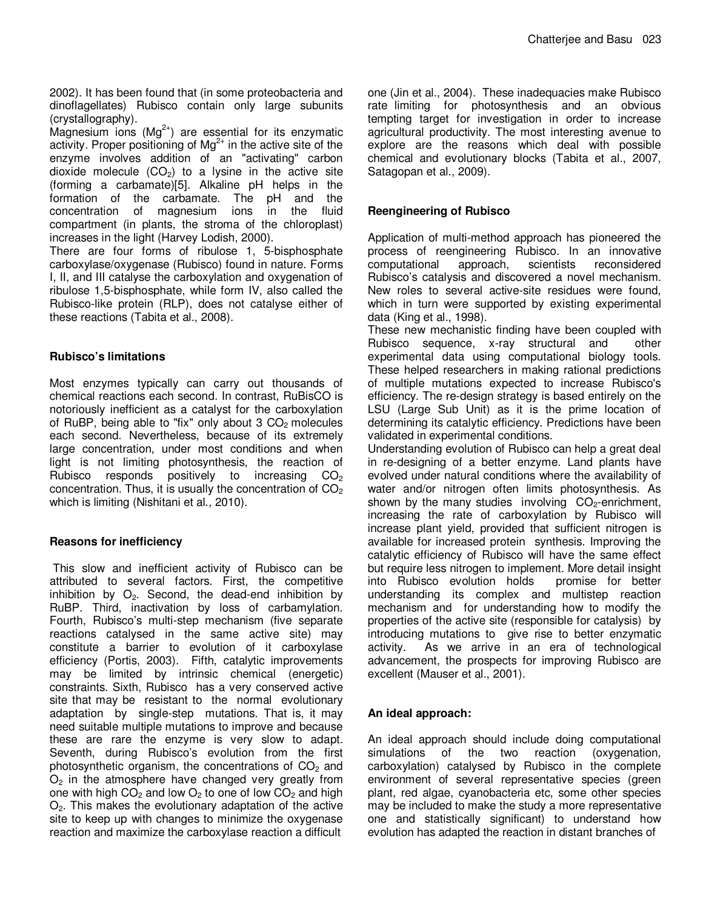2002). It has been found that (in some proteobacteria and dinoflagellates) Rubisco contain only large subunits (crystallography).

Magnesium ions ($Mg^{2+}$) are essential for its enzymatic activity. Proper positioning of $Mg^{2+}$ in the active site of the enzyme involves addition of an "activating" carbon dioxide molecule ($CO_2$) to a lysine in the active site (forming a carbamate)[5]. Alkaline pH helps in the formation of the carbamate. The pH and the concentration of magnesium ions in the fluid compartment (in plants, the stroma of the chloroplast) increases in the light (Harvey Lodish, 2000).

There are four forms of ribulose 1, 5-bisphosphate carboxylase/oxygenase (Rubisco) found in nature. Forms I, II, and III catalyse the carboxylation and oxygenation of ribulose 1,5-bisphosphate, while form IV, also called the Rubisco-like protein (RLP), does not catalyse either of these reactions (Tabita et al., 2008).

## Rubisco's limitations

Most enzymes typically can carry out thousands of chemical reactions each second. In contrast, RuBisCO is notoriously inefficient as a catalyst for the carboxylation of RuBP, being able to "fix" only about 3 $CO_2$ molecules each second. Nevertheless, because of its extremely large concentration, under most conditions and when light is not limiting photosynthesis, the reaction of Rubisco responds positively to increasing $CO_2$ concentration. Thus, it is usually the concentration of $CO_2$ which is limiting (Nishitani et al., 2010).

## Reasons for inefficiency

This slow and inefficient activity of Rubisco can be attributed to several factors. First, the competitive inhibition by $O_2$. Second, the dead-end inhibition by RuBP. Third, inactivation by loss of carbamylation. Fourth, Rubisco's multi-step mechanism (five separate reactions catalysed in the same active site) may constitute a barrier to evolution of it carboxylase efficiency (Portis, 2003). Fifth, catalytic improvements may be limited by intrinsic chemical (energetic) constraints. Sixth, Rubisco has a very conserved active site that may be resistant to the normal evolutionary adaptation by single-step mutations. That is, it may need suitable multiple mutations to improve and because these are rare the enzyme is very slow to adapt. Seventh, during Rubisco's evolution from the first photosynthetic organism, the concentrations of $CO_2$ and $O_2$ in the atmosphere have changed very greatly from one with high $CO_2$ and low $O_2$ to one of low $CO_2$ and high $O_2$. This makes the evolutionary adaptation of the active site to keep up with changes to minimize the oxygenase reaction and maximize the carboxylase reaction a difficult one (Jin et al., 2004). These inadequacies make Rubisco rate limiting for photosynthesis and an obvious tempting target for investigation in order to increase agricultural productivity. The most interesting avenue to explore are the reasons which deal with possible chemical and evolutionary blocks (Tabita et al., 2007, Satagopan et al., 2009).

## Reengineering of Rubisco

Application of multi-method approach has pioneered the process of reengineering Rubisco. In an innovative computational approach, scientists reconsidered Rubisco's catalysis and discovered a novel mechanism. New roles to several active-site residues were found, which in turn were supported by existing experimental data (King et al., 1998).

These new mechanistic finding have been coupled with Rubisco sequence, x-ray structural and other experimental data using computational biology tools. These helped researchers in making rational predictions of multiple mutations expected to increase Rubisco's efficiency. The re-design strategy is based entirely on the LSU (Large Sub Unit) as it is the prime location of determining its catalytic efficiency. Predictions have been validated in experimental conditions.

Understanding evolution of Rubisco can help a great deal in re-designing of a better enzyme. Land plants have evolved under natural conditions where the availability of water and/or nitrogen often limits photosynthesis. As shown by the many studies involving $CO_2$-enrichment, increasing the rate of carboxylation by Rubisco will increase plant yield, provided that sufficient nitrogen is available for increased protein synthesis. Improving the catalytic efficiency of Rubisco will have the same effect but require less nitrogen to implement. More detail insight into Rubisco evolution holds promise for better understanding its complex and multistep reaction mechanism and for understanding how to modify the properties of the active site (responsible for catalysis) by introducing mutations to give rise to better enzymatic activity. As we arrive in an era of technological advancement, the prospects for improving Rubisco are excellent (Mauser et al., 2001).

## An ideal approach:

An ideal approach should include doing computational simulations of the two reaction (oxygenation, carboxylation) catalysed by Rubisco in the complete environment of several representative species (green plant, red algae, cyanobacteria etc, some other species may be included to make the study a more representative one and statistically significant) to understand how evolution has adapted the reaction in distant branches of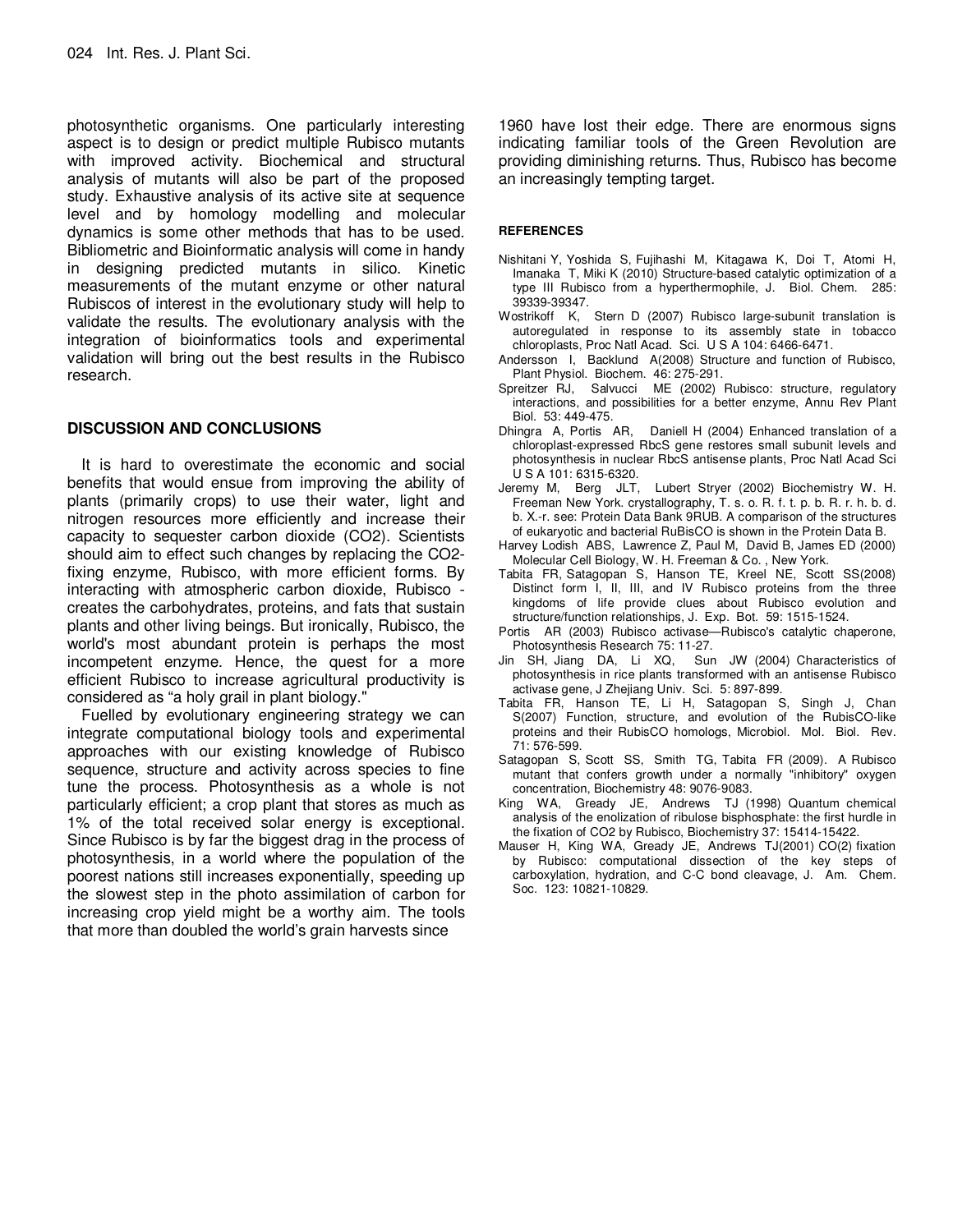photosynthetic organisms. One particularly interesting aspect is to design or predict multiple Rubisco mutants with improved activity. Biochemical and structural analysis of mutants will also be part of the proposed study. Exhaustive analysis of its active site at sequence level and by homology modelling and molecular dynamics is some other methods that has to be used. Bibliometric and Bioinformatic analysis will come in handy in designing predicted mutants in silico. Kinetic measurements of the mutant enzyme or other natural Rubiscos of interest in the evolutionary study will help to validate the results. The evolutionary analysis with the integration of bioinformatics tools and experimental validation will bring out the best results in the Rubisco research.

## DISCUSSION AND CONCLUSIONS

It is hard to overestimate the economic and social benefits that would ensue from improving the ability of plants (primarily crops) to use their water, light and nitrogen resources more efficiently and increase their capacity to sequester carbon dioxide ($CO_2$). Scientists should aim to effect such changes by replacing the $CO_2$-fixing enzyme, Rubisco, with more efficient forms. By interacting with atmospheric carbon dioxide, Rubisco - creates the carbohydrates, proteins, and fats that sustain plants and other living beings. But ironically, Rubisco, the world's most abundant protein is perhaps the most incompetent enzyme. Hence, the quest for a more efficient Rubisco to increase agricultural productivity is considered as "a holy grail in plant biology."

Fuelled by evolutionary engineering strategy we can integrate computational biology tools and experimental approaches with our existing knowledge of Rubisco sequence, structure and activity across species to fine tune the process. Photosynthesis as a whole is not particularly efficient; a crop plant that stores as much as 1% of the total received solar energy is exceptional. Since Rubisco is by far the biggest drag in the process of photosynthesis, in a world where the population of the poorest nations still increases exponentially, speeding up the slowest step in the photo assimilation of carbon for increasing crop yield might be a worthy aim. The tools that more than doubled the world's grain harvests since 1960 have lost their edge. There are enormous signs indicating familiar tools of the Green Revolution are providing diminishing returns. Thus, Rubisco has become an increasingly tempting target.

### REFERENCES

Nishitani Y, Yoshida S, Fujihashi M, Kitagawa K, Doi T, Atomi H, Imanaka T, Miki K (2010) Structure-based catalytic optimization of a type III Rubisco from a hyperthermophile, J. Biol. Chem. 285: 39339-39347.

Wostrikoff K, Stern D (2007) Rubisco large-subunit translation is autoregulated in response to its assembly state in tobacco chloroplasts, Proc Natl Acad. Sci. U S A 104: 6466-6471.

Andersson I, Backlund A(2008) Structure and function of Rubisco, Plant Physiol. Biochem. 46: 275-291.

Spreitzer RJ, Salvucci ME (2002) Rubisco: structure, regulatory interactions, and possibilities for a better enzyme, Annu Rev Plant Biol. 53: 449-475.

Dhingra A, Portis AR, Daniell H (2004) Enhanced translation of a chloroplast-expressed RbcS gene restores small subunit levels and photosynthesis in nuclear RbcS antisense plants, Proc Natl Acad Sci U S A 101: 6315-6320.

Jeremy M, Berg JLT, Lubert Stryer (2002) Biochemistry W. H. Freeman New York. crystallography, T. s. o. R. f. t. p. b. R. r. h. b. d. b. X.-r. see: Protein Data Bank 9RUB. A comparison of the structures of eukaryotic and bacterial RuBisCO is shown in the Protein Data B.

Harvey Lodish ABS, Lawrence Z, Paul M, David B, James ED (2000) Molecular Cell Biology, W. H. Freeman & Co. , New York.

Tabita FR, Satagopan S, Hanson TE, Kreel NE, Scott SS(2008) Distinct form I, II, III, and IV Rubisco proteins from the three kingdoms of life provide clues about Rubisco evolution and structure/function relationships, J. Exp. Bot. 59: 1515-1524.

Portis AR (2003) Rubisco activase—Rubisco's catalytic chaperone, Photosynthesis Research 75: 11-27.

Jin SH, Jiang DA, Li XQ, Sun JW (2004) Characteristics of photosynthesis in rice plants transformed with an antisense Rubisco activase gene, J Zhejiang Univ. Sci. 5: 897-899.

Tabita FR, Hanson TE, Li H, Satagopan S, Singh J, Chan S(2007) Function, structure, and evolution of the RubisCO-like proteins and their RubisCO homologs, Microbiol. Mol. Biol. Rev. 71: 576-599.

Satagopan S, Scott SS, Smith TG, Tabita FR (2009). A Rubisco mutant that confers growth under a normally "inhibitory" oxygen concentration, Biochemistry 48: 9076-9083.

King WA, Gready JE, Andrews TJ (1998) Quantum chemical analysis of the enolization of ribulose bisphosphate: the first hurdle in the fixation of CO2 by Rubisco, Biochemistry 37: 15414-15422.

Mauser H, King WA, Gready JE, Andrews TJ(2001) CO(2) fixation by Rubisco: computational dissection of the key steps of carboxylation, hydration, and C-C bond cleavage, J. Am. Chem. Soc. 123: 10821-10829.